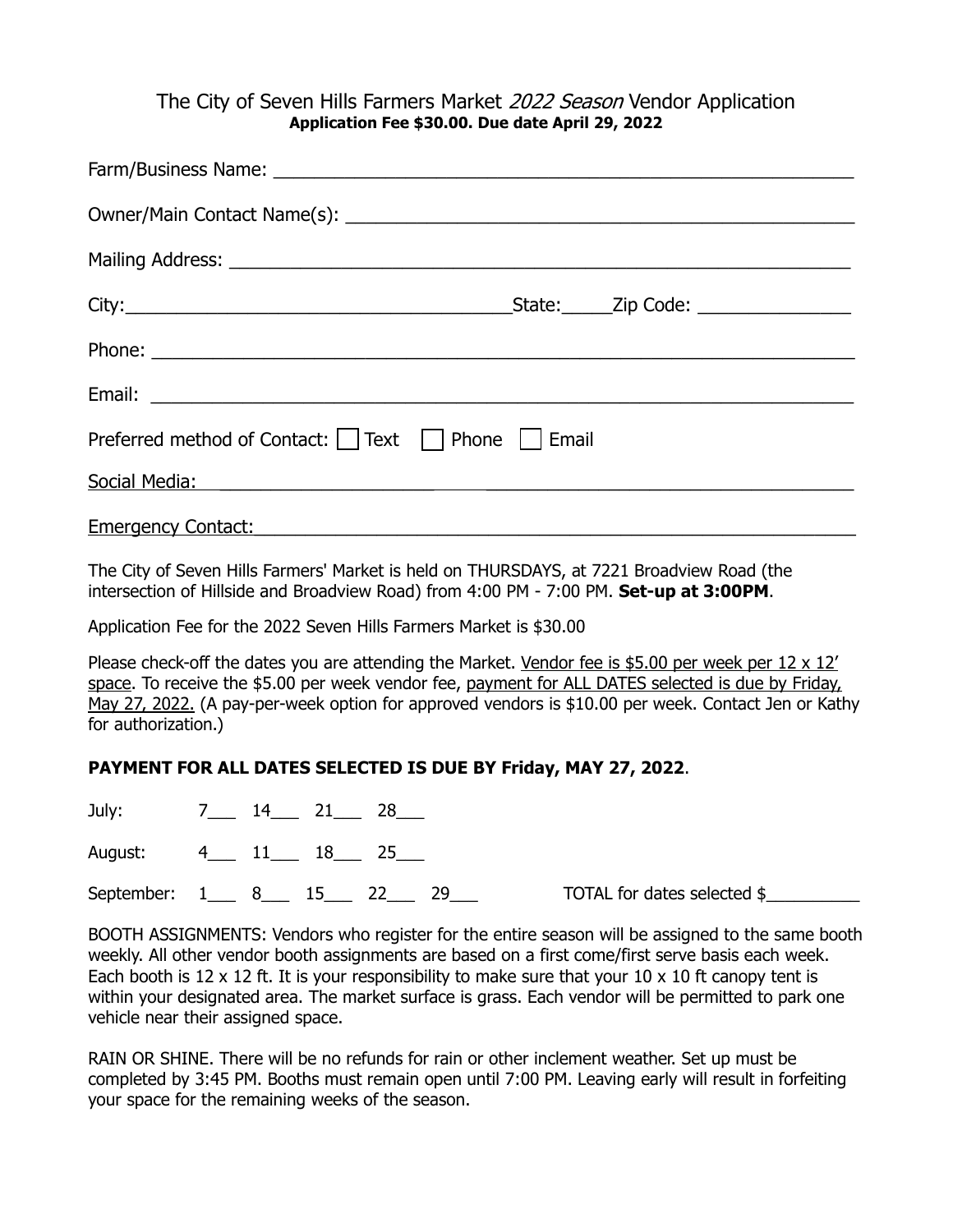# The City of Seven Hills Farmers Market *2022 Season* Vendor Application

**Application Fee $30.00. Due date April 29, 2022**

Farm/Business Name: ______________________________________________________

Owner/Main Contact Name(s): ______________________________________________

Mailing Address: _________________________________________________________

City:____________________________________State:_____Zip Code: _______________

Phone: __________________________________________________________________

Email: __________________________________________________________________

Preferred method of Contact: ☐ Text ☐ Phone ☐ Email

Social Media: ____________________________________________________________

Emergency Contact:_______________________________________________________

The City of Seven Hills Farmers' Market is held on THURSDAYS, at 7221 Broadview Road (the intersection of Hillside and Broadview Road) from 4:00 PM - 7:00 PM. **Set-up at 3:00PM**.

Application Fee for the 2022 Seven Hills Farmers Market is $30.00

Please check-off the dates you are attending the Market. Vendor fee is $5.00 per week per 12 x 12' space. To receive the $5.00 per week vendor fee, payment for ALL DATES selected is due by Friday, May 27, 2022. (A pay-per-week option for approved vendors is $10.00 per week. Contact Jen or Kathy for authorization.)

**PAYMENT FOR ALL DATES SELECTED IS DUE BY Friday, MAY 27, 2022**.

July: 7___ 14___ 21___ 28___

August: 4___ 11___ 18___ 25___

September: 1___ 8___ 15___ 22___ 29___ TOTAL for dates selected $__________

BOOTH ASSIGNMENTS: Vendors who register for the entire season will be assigned to the same booth weekly. All other vendor booth assignments are based on a first come/first serve basis each week. Each booth is 12 x 12 ft. It is your responsibility to make sure that your 10 x 10 ft canopy tent is within your designated area. The market surface is grass. Each vendor will be permitted to park one vehicle near their assigned space.

RAIN OR SHINE. There will be no refunds for rain or other inclement weather. Set up must be completed by 3:45 PM. Booths must remain open until 7:00 PM. Leaving early will result in forfeiting your space for the remaining weeks of the season.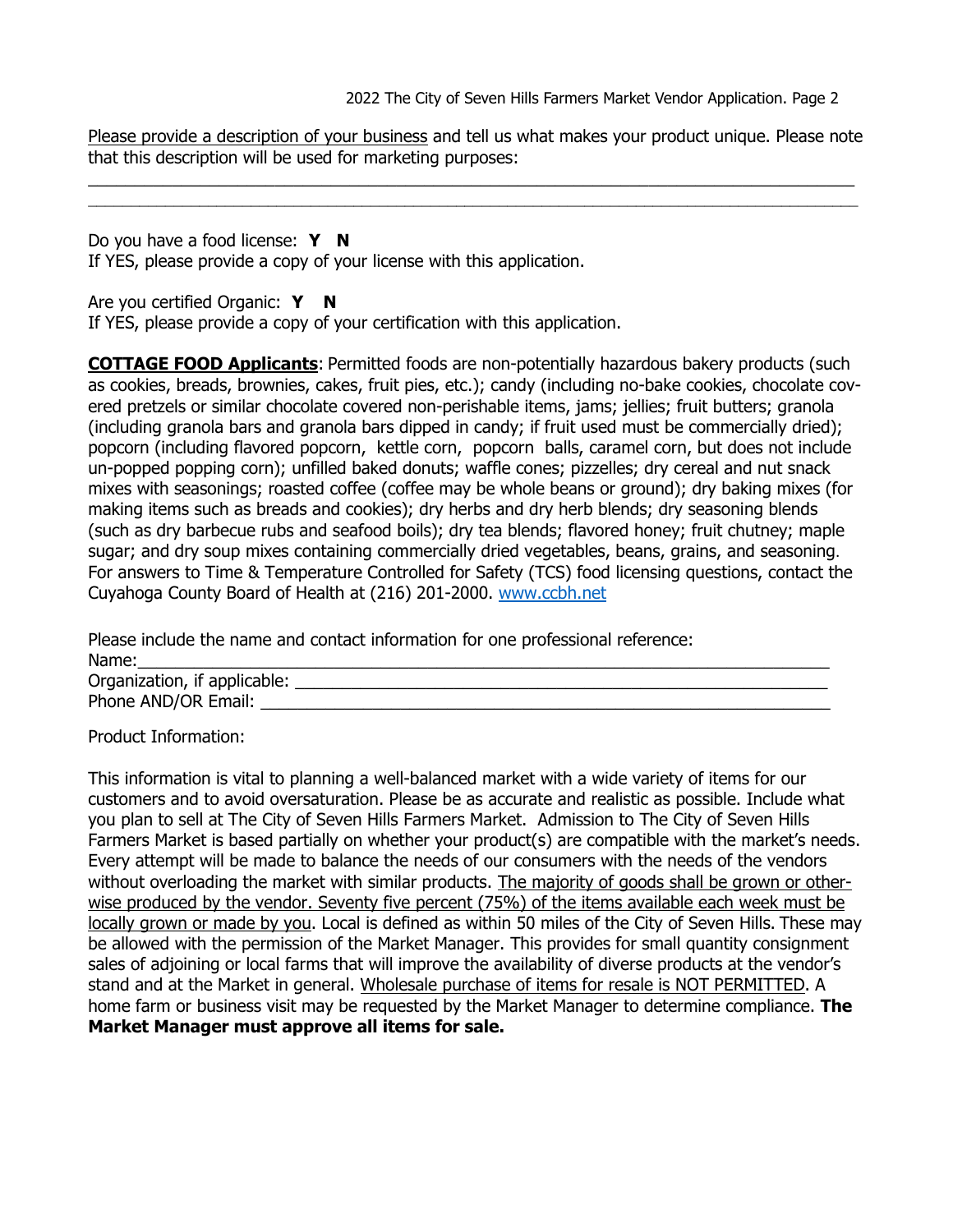Please provide a description of your business and tell us what makes your product unique. Please note that this description will be used for marketing purposes:

\_\_\_\_\_\_\_\_\_\_\_\_\_\_\_\_\_\_\_\_\_\_\_\_\_\_\_\_\_\_\_\_\_\_\_\_\_\_\_\_\_\_\_\_\_\_\_\_\_\_\_\_\_\_\_\_\_\_\_\_\_\_\_\_\_\_\_\_\_\_\_\_\_\_\_\_\_\_

\_\_\_\_\_\_\_\_\_\_\_\_\_\_\_\_\_\_\_\_\_\_\_\_\_\_\_\_\_\_\_\_\_\_\_\_\_\_\_\_\_\_\_\_\_\_\_\_\_\_\_\_\_\_\_\_\_\_\_\_\_\_\_\_\_\_\_\_\_\_\_\_\_\_\_\_\_\_

Do you have a food license: **Y N**
If YES, please provide a copy of your license with this application.

Are you certified Organic: **Y N**
If YES, please provide a copy of your certification with this application.

**COTTAGE FOOD Applicants**: Permitted foods are non-potentially hazardous bakery products (such as cookies, breads, brownies, cakes, fruit pies, etc.); candy (including no-bake cookies, chocolate covered pretzels or similar chocolate covered non-perishable items, jams; jellies; fruit butters; granola (including granola bars and granola bars dipped in candy; if fruit used must be commercially dried); popcorn (including flavored popcorn, kettle corn, popcorn balls, caramel corn, but does not include un-popped popping corn); unfilled baked donuts; waffle cones; pizzelles; dry cereal and nut snack mixes with seasonings; roasted coffee (coffee may be whole beans or ground); dry baking mixes (for making items such as breads and cookies); dry herbs and dry herb blends; dry seasoning blends (such as dry barbecue rubs and seafood boils); dry tea blends; flavored honey; fruit chutney; maple sugar; and dry soup mixes containing commercially dried vegetables, beans, grains, and seasoning. For answers to Time & Temperature Controlled for Safety (TCS) food licensing questions, contact the Cuyahoga County Board of Health at (216) 201-2000. www.ccbh.net

Please include the name and contact information for one professional reference:
Name:\_\_\_\_\_\_\_\_\_\_\_\_\_\_\_\_\_\_\_\_\_\_\_\_\_\_\_\_\_\_\_\_\_\_\_\_\_\_\_\_\_\_\_\_\_\_\_\_\_\_\_\_\_\_\_\_\_\_\_\_\_\_\_\_\_\_
Organization, if applicable: \_\_\_\_\_\_\_\_\_\_\_\_\_\_\_\_\_\_\_\_\_\_\_\_\_\_\_\_\_\_\_\_\_\_\_\_\_\_\_\_\_\_\_\_\_\_\_\_\_\_\_\_
Phone AND/OR Email: \_\_\_\_\_\_\_\_\_\_\_\_\_\_\_\_\_\_\_\_\_\_\_\_\_\_\_\_\_\_\_\_\_\_\_\_\_\_\_\_\_\_\_\_\_\_\_\_\_\_\_\_\_\_\_\_

Product Information:

This information is vital to planning a well-balanced market with a wide variety of items for our customers and to avoid oversaturation. Please be as accurate and realistic as possible. Include what you plan to sell at The City of Seven Hills Farmers Market. Admission to The City of Seven Hills Farmers Market is based partially on whether your product(s) are compatible with the market's needs. Every attempt will be made to balance the needs of our consumers with the needs of the vendors without overloading the market with similar products. The majority of goods shall be grown or otherwise produced by the vendor. Seventy five percent (75%) of the items available each week must be locally grown or made by you. Local is defined as within 50 miles of the City of Seven Hills. These may be allowed with the permission of the Market Manager. This provides for small quantity consignment sales of adjoining or local farms that will improve the availability of diverse products at the vendor's stand and at the Market in general. Wholesale purchase of items for resale is NOT PERMITTED. A home farm or business visit may be requested by the Market Manager to determine compliance. **The Market Manager must approve all items for sale.**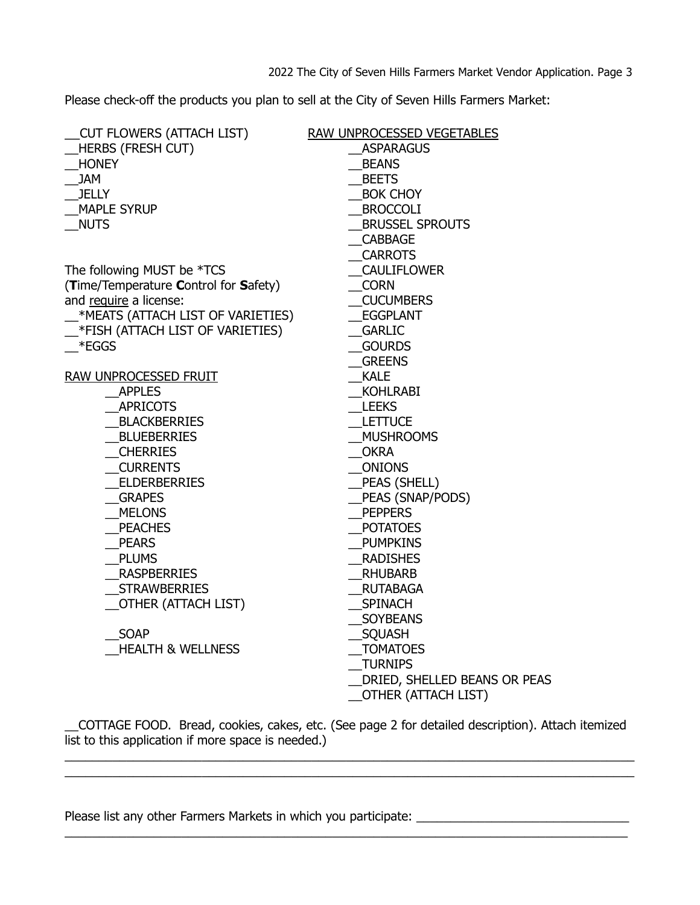Please check-off the products you plan to sell at the City of Seven Hills Farmers Market:

__CUT FLOWERS (ATTACH LIST)
__HERBS (FRESH CUT)
__HONEY
__JAM
__JELLY
__MAPLE SYRUP
__NUTS

The following MUST be *TCS (**T**ime/Temperature **C**ontrol for **S**afety) and <u>require</u> a license:

__*MEATS (ATTACH LIST OF VARIETIES)
__*FISH (ATTACH LIST OF VARIETIES)
__*EGGS

<u>RAW UNPROCESSED FRUIT</u>

__APPLES
__APRICOTS
__BLACKBERRIES
__BLUEBERRIES
__CHERRIES
__CURRENTS
__ELDERBERRIES
__GRAPES
__MELONS
__PEACHES
__PEARS
__PLUMS
__RASPBERRIES
__STRAWBERRIES
__OTHER (ATTACH LIST)

__SOAP
__HEALTH & WELLNESS

<u>RAW UNPROCESSED VEGETABLES</u>

__ASPARAGUS
__BEANS
__BEETS
__BOK CHOY
__BROCCOLI
__BRUSSEL SPROUTS
__CABBAGE
__CARROTS
__CAULIFLOWER
__CORN
__CUCUMBERS
__EGGPLANT
__GARLIC
__GOURDS
__GREENS
__KALE
__KOHLRABI
__LEEKS
__LETTUCE
__MUSHROOMS
__OKRA
__ONIONS
__PEAS (SHELL)
__PEAS (SNAP/PODS)
__PEPPERS
__POTATOES
__PUMPKINS
__RADISHES
__RHUBARB
__RUTABAGA
__SPINACH
__SOYBEANS
__SQUASH
__TOMATOES
__TURNIPS
__DRIED, SHELLED BEANS OR PEAS
__OTHER (ATTACH LIST)

__COTTAGE FOOD. Bread, cookies, cakes, etc. (See page 2 for detailed description). Attach itemized list to this application if more space is needed.)

______________________________________________________________________________
______________________________________________________________________________

Please list any other Farmers Markets in which you participate: ______________________________
______________________________________________________________________________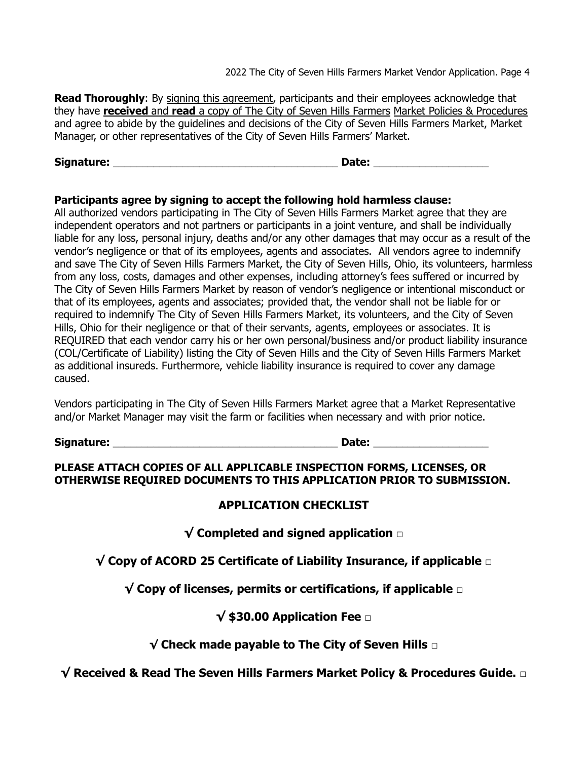**Read Thoroughly**: By signing this agreement, participants and their employees acknowledge that they have **received** and **read** a copy of The City of Seven Hills Farmers Market Policies & Procedures and agree to abide by the guidelines and decisions of the City of Seven Hills Farmers Market, Market Manager, or other representatives of the City of Seven Hills Farmers' Market.

**Signature:** ______________________________________ **Date:** ___________________

**Participants agree by signing to accept the following hold harmless clause:**

All authorized vendors participating in The City of Seven Hills Farmers Market agree that they are independent operators and not partners or participants in a joint venture, and shall be individually liable for any loss, personal injury, deaths and/or any other damages that may occur as a result of the vendor's negligence or that of its employees, agents and associates. All vendors agree to indemnify and save The City of Seven Hills Farmers Market, the City of Seven Hills, Ohio, its volunteers, harmless from any loss, costs, damages and other expenses, including attorney's fees suffered or incurred by The City of Seven Hills Farmers Market by reason of vendor's negligence or intentional misconduct or that of its employees, agents and associates; provided that, the vendor shall not be liable for or required to indemnify The City of Seven Hills Farmers Market, its volunteers, and the City of Seven Hills, Ohio for their negligence or that of their servants, agents, employees or associates. It is REQUIRED that each vendor carry his or her own personal/business and/or product liability insurance (COL/Certificate of Liability) listing the City of Seven Hills and the City of Seven Hills Farmers Market as additional insureds. Furthermore, vehicle liability insurance is required to cover any damage caused.

Vendors participating in The City of Seven Hills Farmers Market agree that a Market Representative and/or Market Manager may visit the farm or facilities when necessary and with prior notice.

**Signature:** ______________________________________ **Date:** ___________________

**PLEASE ATTACH COPIES OF ALL APPLICABLE INSPECTION FORMS, LICENSES, OR OTHERWISE REQUIRED DOCUMENTS TO THIS APPLICATION PRIOR TO SUBMISSION.**

## APPLICATION CHECKLIST

**√ Completed and signed application □**

**√ Copy of ACORD 25 Certificate of Liability Insurance, if applicable □**

**√ Copy of licenses, permits or certifications, if applicable □**

**√ $30.00 Application Fee □**

**√ Check made payable to The City of Seven Hills □**

**√ Received & Read The Seven Hills Farmers Market Policy & Procedures Guide. □**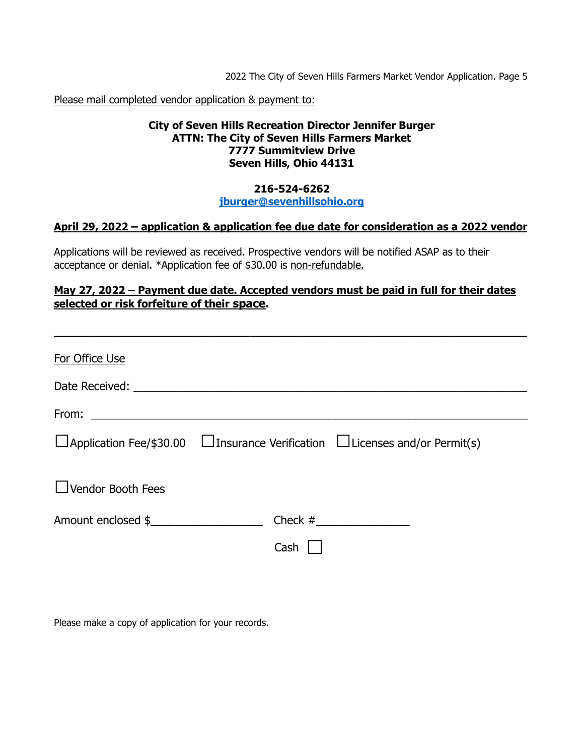Please mail completed vendor application & payment to:

**City of Seven Hills Recreation Director Jennifer Burger**
**ATTN: The City of Seven Hills Farmers Market**
**7777 Summitview Drive**
**Seven Hills, Ohio 44131**

**216-524-6262**
**jburger@sevenhillsohio.org**

**April 29, 2022 – application & application fee due date for consideration as a 2022 vendor**

Applications will be reviewed as received. Prospective vendors will be notified ASAP as to their acceptance or denial. *Application fee of $30.00 is non-refundable.

**May 27, 2022 – Payment due date. Accepted vendors must be paid in full for their dates selected or risk forfeiture of their space.**

---

For Office Use

Date Received: ______________________________________________

From: ______________________________________________

☐ Application Fee/$30.00 ☐ Insurance Verification ☐ Licenses and/or Permit(s)

☐ Vendor Booth Fees

Amount enclosed $__________________ Check #_______________

Cash ☐

Please make a copy of application for your records.